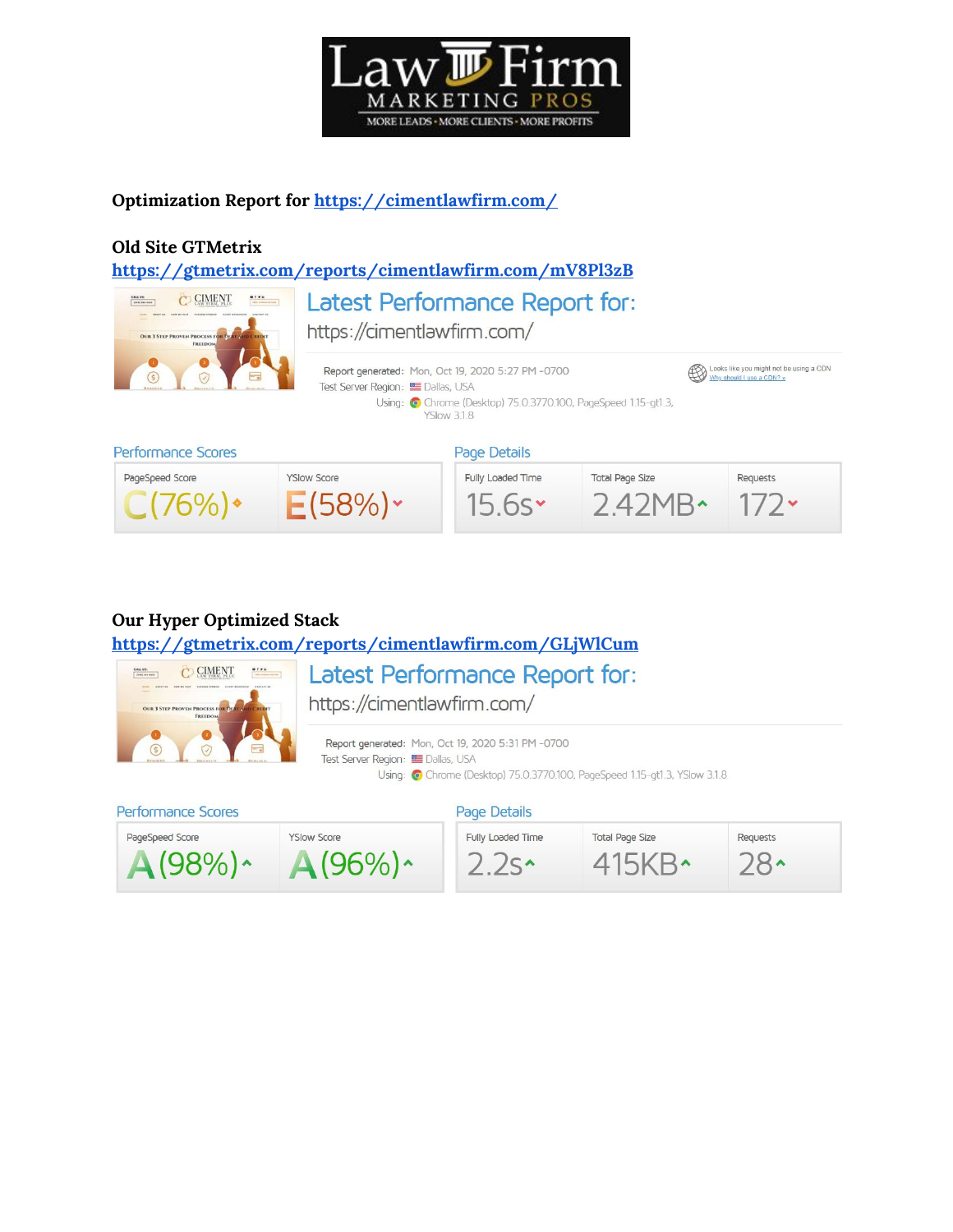# Law Firm MARKETING PROS

MORE LEADS • MORE CLIENTS • MORE PROFITS

**Optimization Report for [https://cimentlawfirm.com/](https://cimentlawfirm.com/)**

## Old Site GTMetrix

[https://gtmetrix.com/reports/cimentlawfirm.com/mV8Pl3zB](https://gtmetrix.com/reports/cimentlawfirm.com/mV8Pl3zB)

### Latest Performance Report for:

https://cimentlawfirm.com/

Report generated: Mon, Oct 19, 2020 5:27 PM -0700

Test Server Region: Dallas, USA

Using: Chrome (Desktop) 75.0.3770.100, PageSpeed 1.15-gt1.3, YSlow 3.1.8

Looks like you might not be using a CDN

Why should I use a CDN? »

**Performance Scores**

| PageSpeed Score | YSlow Score |
|---|---|
| C (76%) | E (58%) |

**Page Details**

| Fully Loaded Time | Total Page Size | Requests |
|---|---|---|
| 15.6s | 2.42MB | 172 |

## Our Hyper Optimized Stack

[https://gtmetrix.com/reports/cimentlawfirm.com/GLjWlCum](https://gtmetrix.com/reports/cimentlawfirm.com/GLjWlCum)

### Latest Performance Report for:

https://cimentlawfirm.com/

Report generated: Mon, Oct 19, 2020 5:31 PM -0700

Test Server Region: Dallas, USA

Using: Chrome (Desktop) 75.0.3770.100, PageSpeed 1.15-gt1.3, YSlow 3.1.8

**Performance Scores**

| PageSpeed Score | YSlow Score |
|---|---|
| A (98%) | A (96%) |

**Page Details**

| Fully Loaded Time | Total Page Size | Requests |
|---|---|---|
| 2.2s | 415KB | 28 |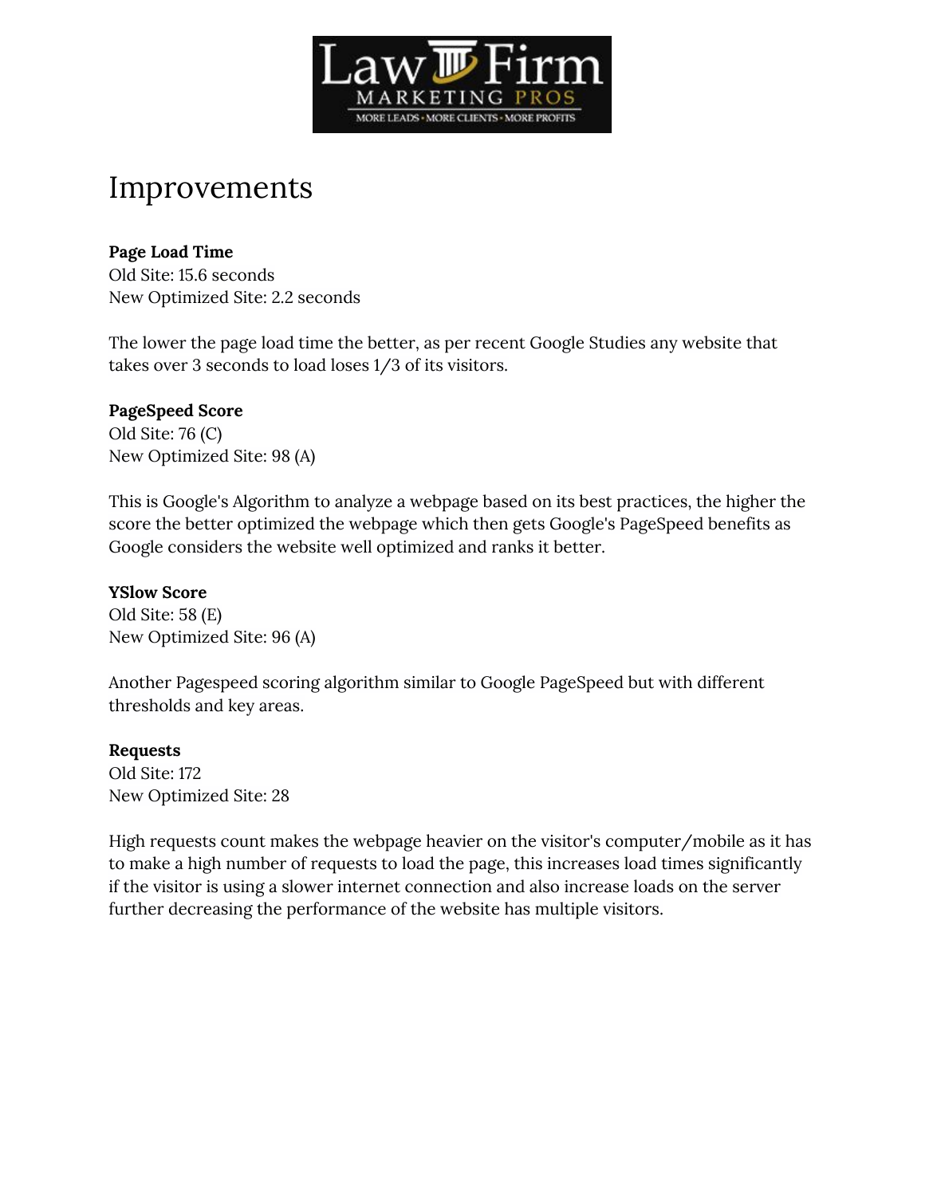# Improvements

**Page Load Time**
Old Site: 15.6 seconds
New Optimized Site: 2.2 seconds

The lower the page load time the better, as per recent Google Studies any website that takes over 3 seconds to load loses 1/3 of its visitors.

**PageSpeed Score**
Old Site: 76 (C)
New Optimized Site: 98 (A)

This is Google's Algorithm to analyze a webpage based on its best practices, the higher the score the better optimized the webpage which then gets Google's PageSpeed benefits as Google considers the website well optimized and ranks it better.

**YSlow Score**
Old Site: 58 (E)
New Optimized Site: 96 (A)

Another Pagespeed scoring algorithm similar to Google PageSpeed but with different thresholds and key areas.

**Requests**
Old Site: 172
New Optimized Site: 28

High requests count makes the webpage heavier on the visitor's computer/mobile as it has to make a high number of requests to load the page, this increases load times significantly if the visitor is using a slower internet connection and also increase loads on the server further decreasing the performance of the website has multiple visitors.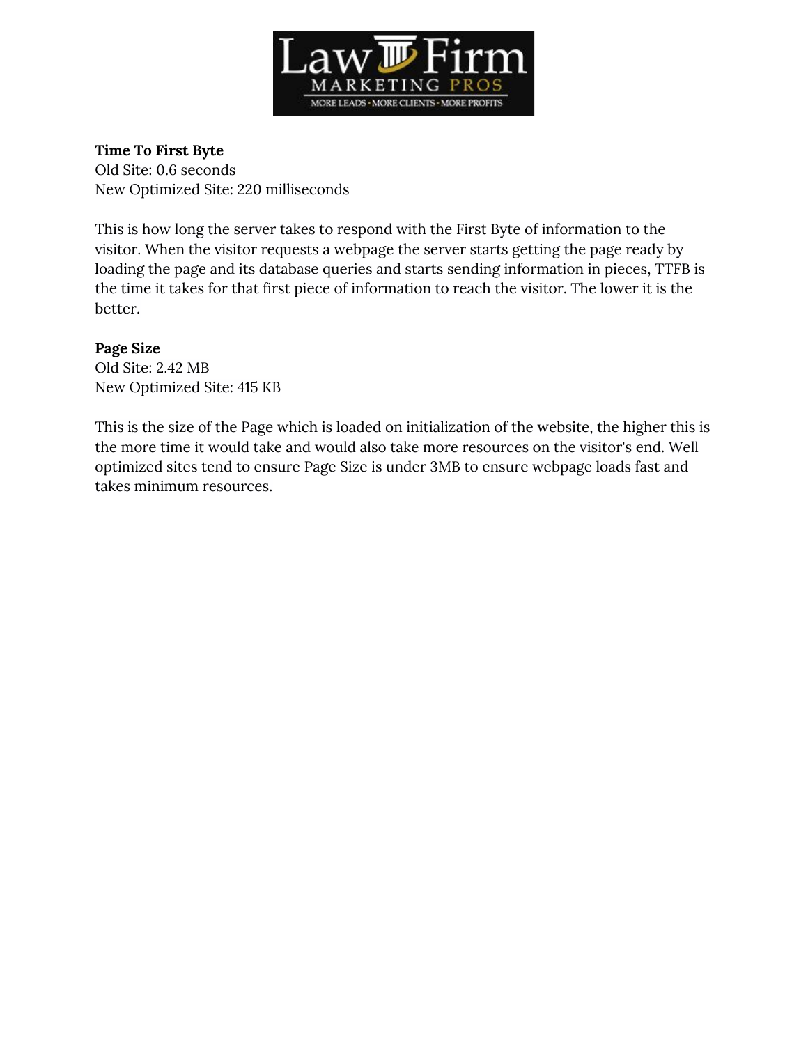**Time To First Byte**
Old Site: 0.6 seconds
New Optimized Site: 220 milliseconds

This is how long the server takes to respond with the First Byte of information to the visitor. When the visitor requests a webpage the server starts getting the page ready by loading the page and its database queries and starts sending information in pieces, TTFB is the time it takes for that first piece of information to reach the visitor. The lower it is the better.

**Page Size**
Old Site: 2.42 MB
New Optimized Site: 415 KB

This is the size of the Page which is loaded on initialization of the website, the higher this is the more time it would take and would also take more resources on the visitor's end. Well optimized sites tend to ensure Page Size is under 3MB to ensure webpage loads fast and takes minimum resources.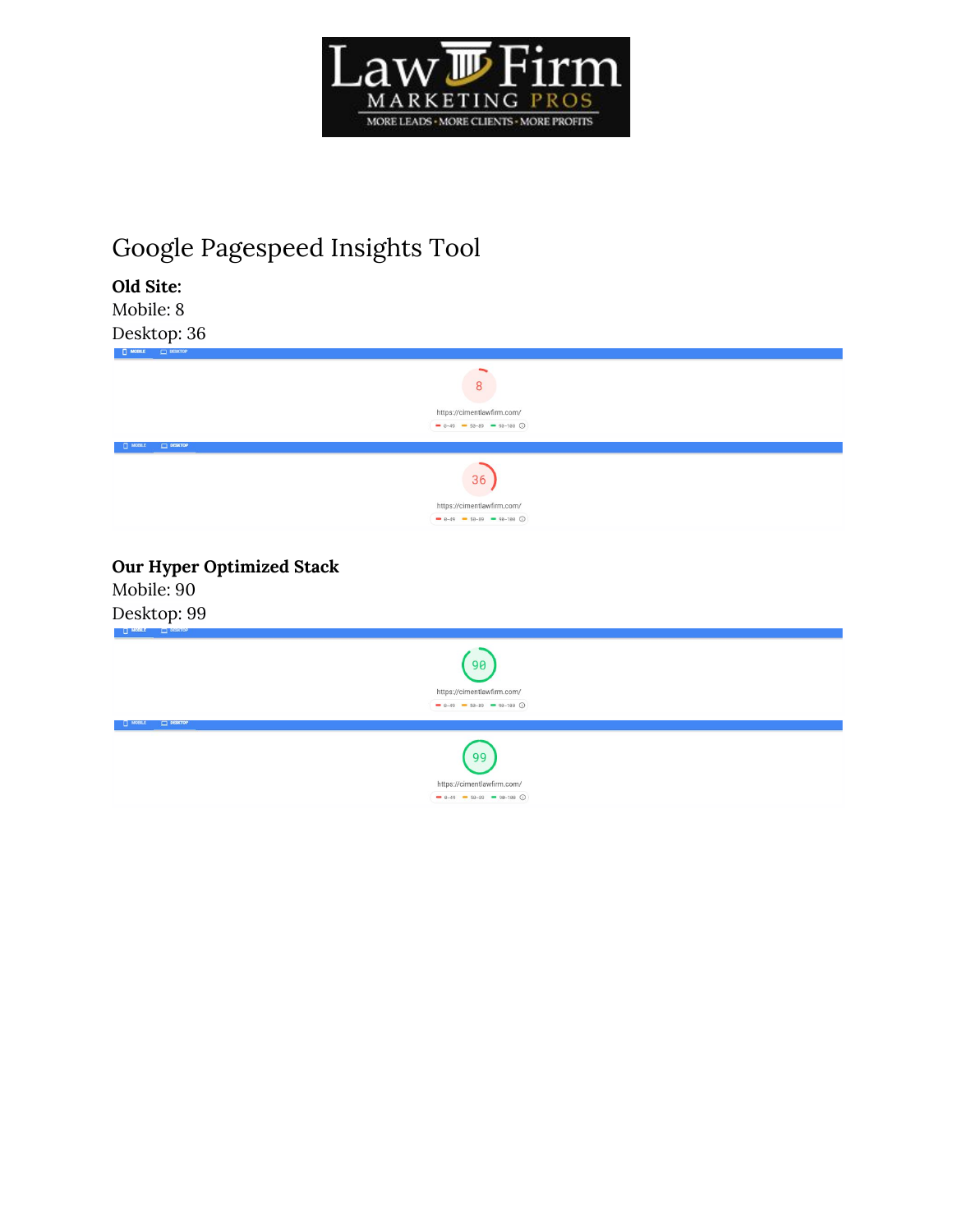# Google Pagespeed Insights Tool

**Old Site:**

Mobile: 8

Desktop: 36

MOBILE DESKTOP

8

https://cimentlawfirm.com/

0–49 50–89 90–100

MOBILE DESKTOP

36

https://cimentlawfirm.com/

0–49 50–89 90–100

**Our Hyper Optimized Stack**

Mobile: 90

Desktop: 99

MOBILE DESKTOP

90

https://cimentlawfirm.com/

0–49 50–89 90–100

MOBILE DESKTOP

99

https://cimentlawfirm.com/

0–49 50–89 90–100